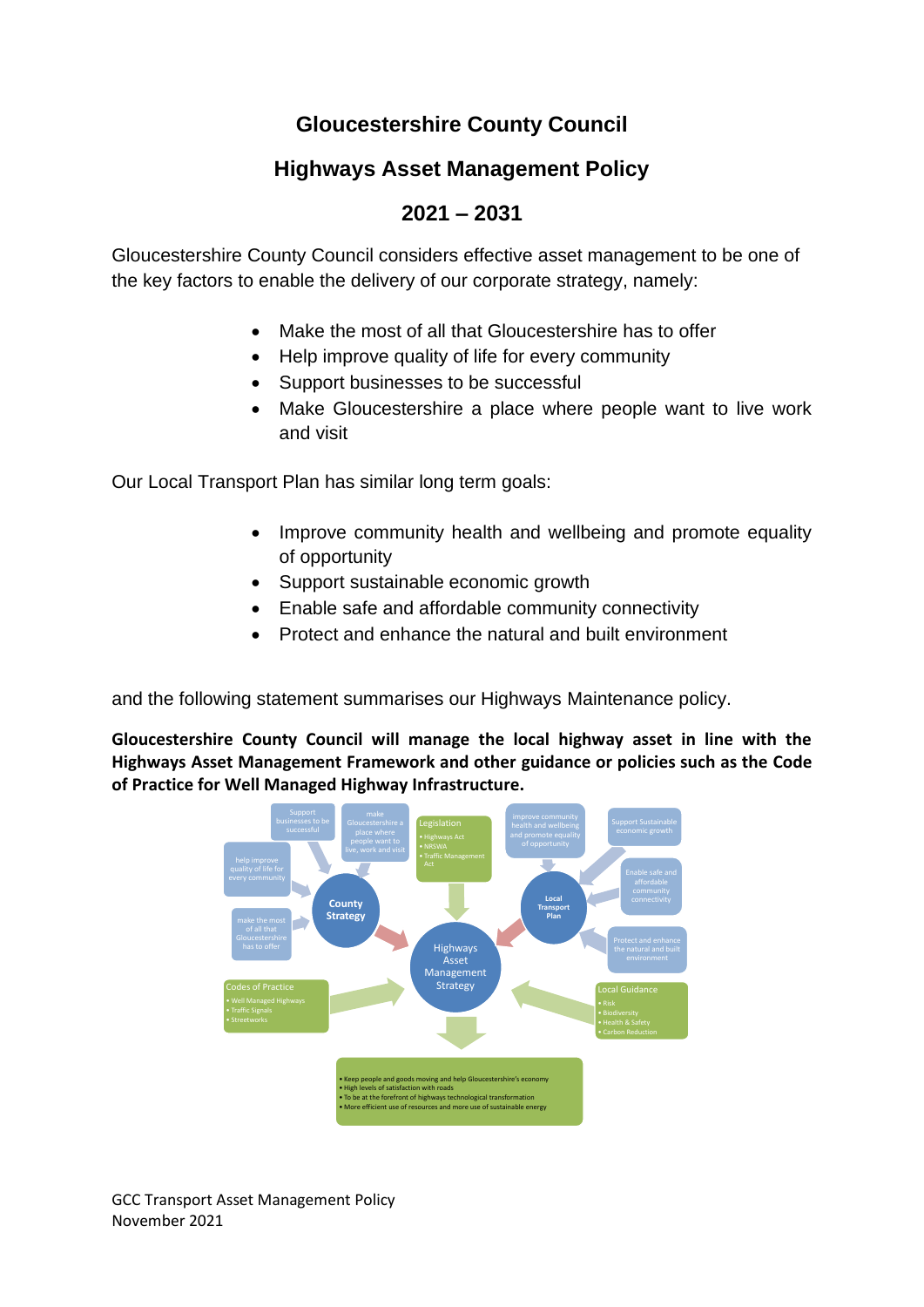# Gloucestershire County Council

## Highways Asset Management Policy

## 2021 – 2031

Gloucestershire County Council considers effective asset management to be one of the key factors to enable the delivery of our corporate strategy, namely:

- Make the most of all that Gloucestershire has to offer
- Help improve quality of life for every community
- Support businesses to be successful
- Make Gloucestershire a place where people want to live work and visit

Our Local Transport Plan has similar long term goals:

- Improve community health and wellbeing and promote equality of opportunity
- Support sustainable economic growth
- Enable safe and affordable community connectivity
- Protect and enhance the natural and built environment

and the following statement summarises our Highways Maintenance policy.

**Gloucestershire County Council will manage the local highway asset in line with the Highways Asset Management Framework and other guidance or policies such as the Code of Practice for Well Managed Highway Infrastructure.**

County Strategy:
- Support businesses to be successful
- make Gloucestershire a place where people want to live, work and visit
- help improve quality of life for every community
- make the most of all that Gloucestershire has to offer

Legislation
- Highways Act
- NRSWA
- Traffic Management Act

Local Transport Plan:
- improve community health and wellbeing and promote equality of opportunity
- Support Sustainable economic growth
- Enable safe and affordable community connectivity
- Protect and enhance the natural and built environment

Codes of Practice
- Well Managed Highways
- Traffic Signals
- Streetworks

Local Guidance
- Risk
- Biodiversity
- Health & Safety
- Carbon Reduction

Highways Asset Management Strategy

- Keep people and goods moving and help Gloucestershire's economy
- High levels of satisfaction with roads
- To be at the forefront of highways technological transformation
- More efficient use of resources and more use of sustainable energy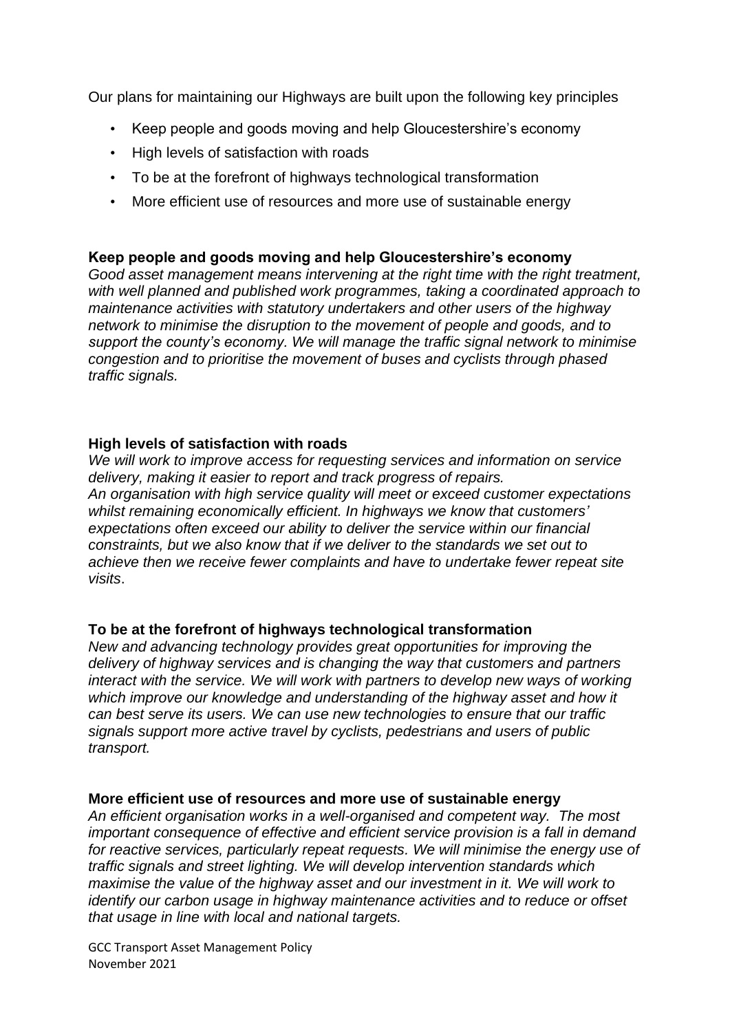Our plans for maintaining our Highways are built upon the following key principles

- Keep people and goods moving and help Gloucestershire's economy
- High levels of satisfaction with roads
- To be at the forefront of highways technological transformation
- More efficient use of resources and more use of sustainable energy

**Keep people and goods moving and help Gloucestershire's economy**

*Good asset management means intervening at the right time with the right treatment, with well planned and published work programmes, taking a coordinated approach to maintenance activities with statutory undertakers and other users of the highway network to minimise the disruption to the movement of people and goods, and to support the county's economy. We will manage the traffic signal network to minimise congestion and to prioritise the movement of buses and cyclists through phased traffic signals.*

**High levels of satisfaction with roads**

*We will work to improve access for requesting services and information on service delivery, making it easier to report and track progress of repairs.*
*An organisation with high service quality will meet or exceed customer expectations whilst remaining economically efficient. In highways we know that customers' expectations often exceed our ability to deliver the service within our financial constraints, but we also know that if we deliver to the standards we set out to achieve then we receive fewer complaints and have to undertake fewer repeat site visits*.

**To be at the forefront of highways technological transformation**

*New and advancing technology provides great opportunities for improving the delivery of highway services and is changing the way that customers and partners interact with the service. We will work with partners to develop new ways of working which improve our knowledge and understanding of the highway asset and how it can best serve its users. We can use new technologies to ensure that our traffic signals support more active travel by cyclists, pedestrians and users of public transport.*

**More efficient use of resources and more use of sustainable energy**

*An efficient organisation works in a well-organised and competent way. The most important consequence of effective and efficient service provision is a fall in demand for reactive services, particularly repeat requests. We will minimise the energy use of traffic signals and street lighting. We will develop intervention standards which maximise the value of the highway asset and our investment in it. We will work to identify our carbon usage in highway maintenance activities and to reduce or offset that usage in line with local and national targets.*